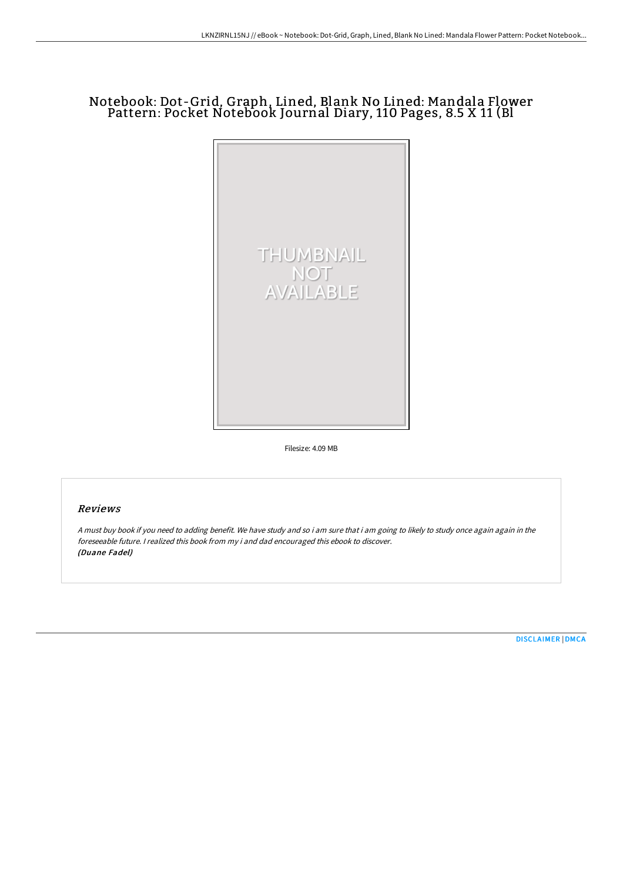# Notebook: Dot-Grid, Graph, Lined, Blank No Lined: Mandala Flower Pattern: Pocket Notebook Journal Diary, 110 Pages, 8.5 X 11 (Bl

THUMBNAIL NOT AVAILABLE

Filesize: 4.09 MB

## Reviews

*A must buy book if you need to adding benefit. We have study and so i am sure that i am going to likely to study once again again in the foreseeable future. I realized this book from my i and dad encouraged this ebook to discover.*
*(Duane Fadel)*

DISCLAIMER | DMCA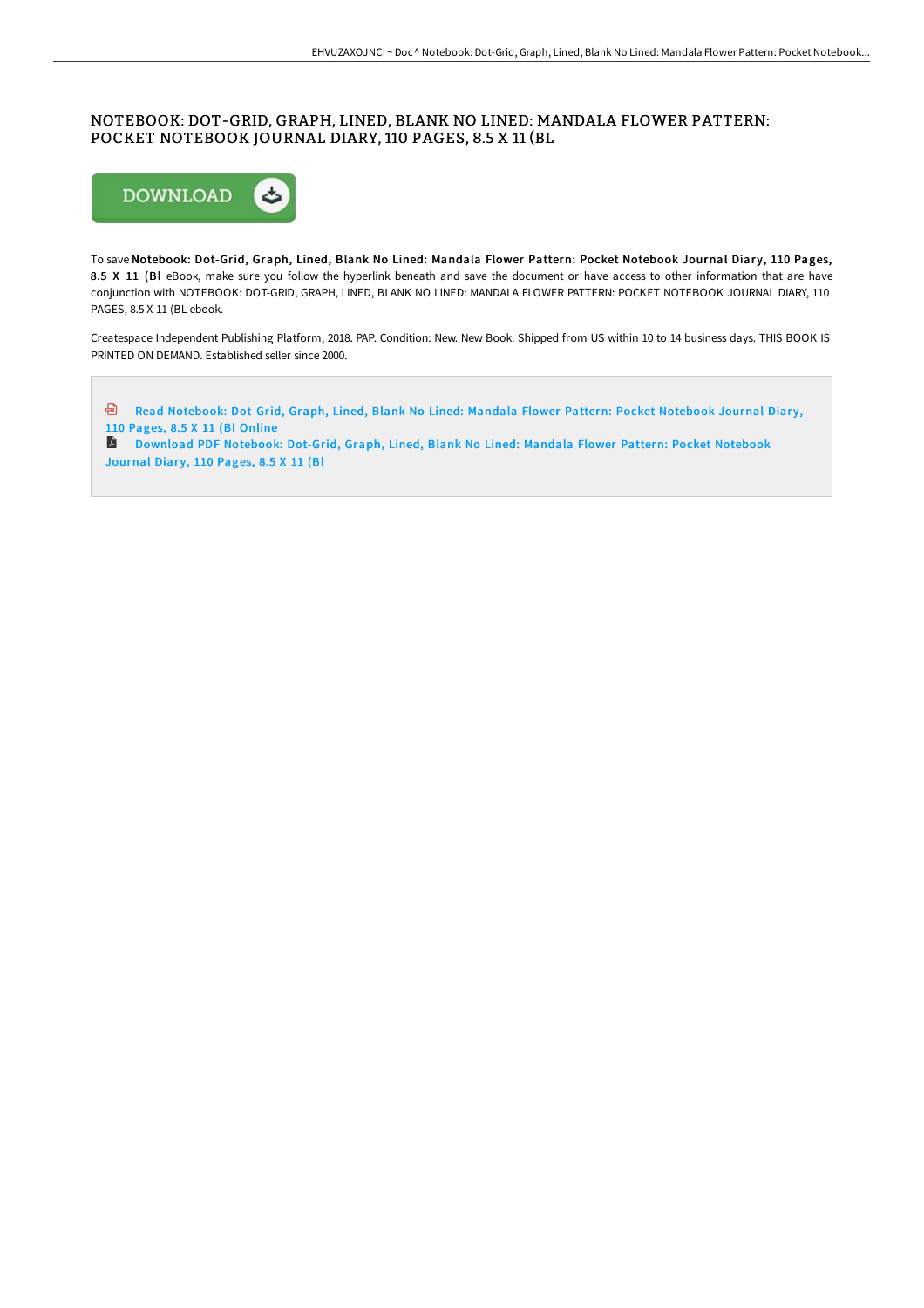# NOTEBOOK: DOT-GRID, GRAPH, LINED, BLANK NO LINED: MANDALA FLOWER PATTERN: POCKET NOTEBOOK JOURNAL DIARY, 110 PAGES, 8.5 X 11 (BL

DOWNLOAD

To save **Notebook: Dot-Grid, Graph, Lined, Blank No Lined: Mandala Flower Pattern: Pocket Notebook Journal Diary, 110 Pages, 8.5 X 11 (Bl** eBook, make sure you follow the hyperlink beneath and save the document or have access to other information that are have conjunction with NOTEBOOK: DOT-GRID, GRAPH, LINED, BLANK NO LINED: MANDALA FLOWER PATTERN: POCKET NOTEBOOK JOURNAL DIARY, 110 PAGES, 8.5 X 11 (BL ebook.

Createspace Independent Publishing Platform, 2018. PAP. Condition: New. New Book. Shipped from US within 10 to 14 business days. THIS BOOK IS PRINTED ON DEMAND. Established seller since 2000.

Read Notebook: Dot-Grid, Graph, Lined, Blank No Lined: Mandala Flower Pattern: Pocket Notebook Journal Diary, 110 Pages, 8.5 X 11 (Bl Online

Download PDF Notebook: Dot-Grid, Graph, Lined, Blank No Lined: Mandala Flower Pattern: Pocket Notebook Journal Diary, 110 Pages, 8.5 X 11 (Bl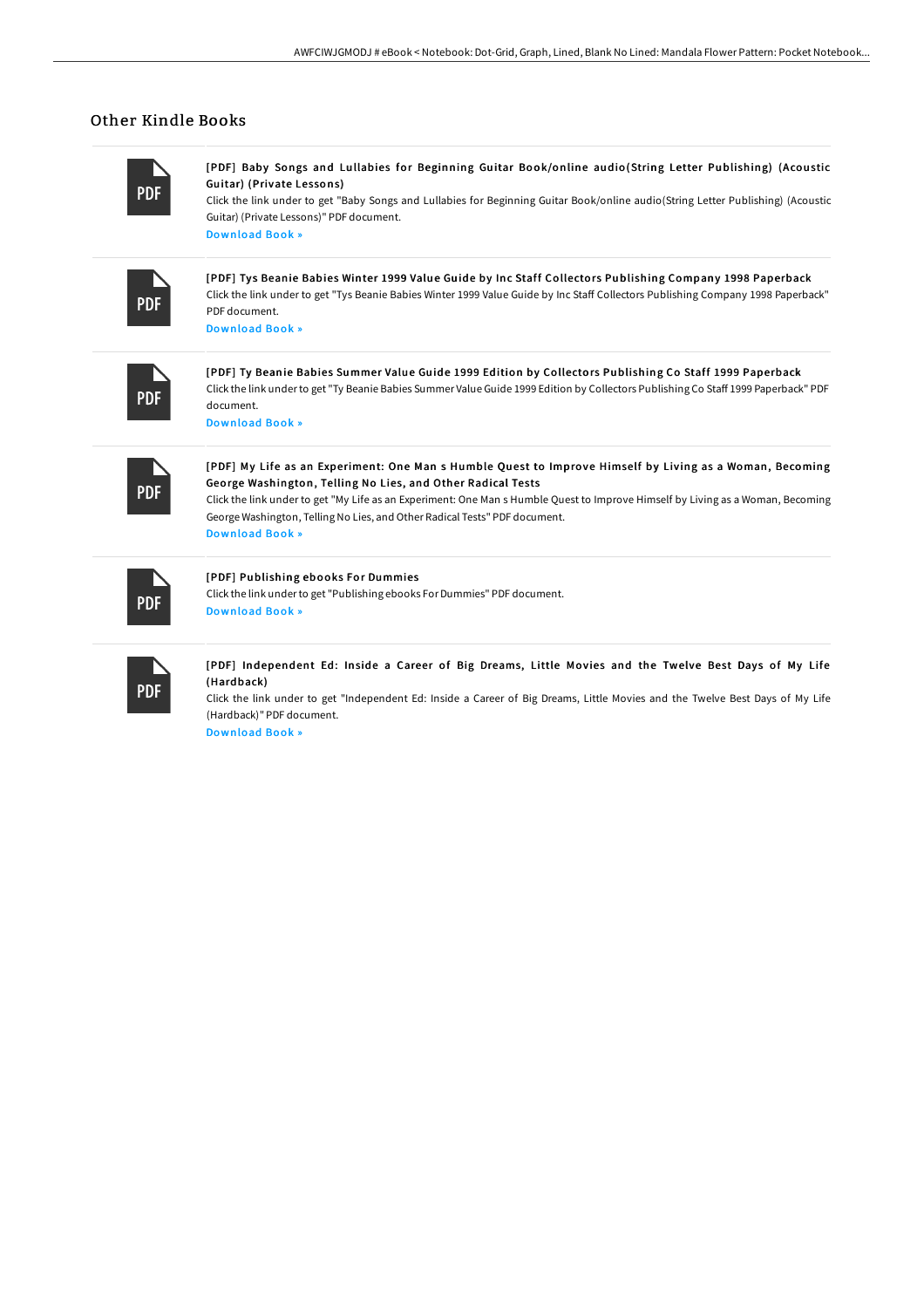## Other Kindle Books

[PDF] Baby Songs and Lullabies for Beginning Guitar Book/online audio(String Letter Publishing) (Acoustic Guitar) (Private Lessons)

Click the link under to get "Baby Songs and Lullabies for Beginning Guitar Book/online audio(String Letter Publishing) (Acoustic Guitar) (Private Lessons)" PDF document.

Download Book »

[PDF] Tys Beanie Babies Winter 1999 Value Guide by Inc Staff Collectors Publishing Company 1998 Paperback

Click the link under to get "Tys Beanie Babies Winter 1999 Value Guide by Inc Staff Collectors Publishing Company 1998 Paperback" PDF document.

Download Book »

[PDF] Ty Beanie Babies Summer Value Guide 1999 Edition by Collectors Publishing Co Staff 1999 Paperback

Click the link under to get "Ty Beanie Babies Summer Value Guide 1999 Edition by Collectors Publishing Co Staff 1999 Paperback" PDF document.

Download Book »

[PDF] My Life as an Experiment: One Man s Humble Quest to Improve Himself by Living as a Woman, Becoming George Washington, Telling No Lies, and Other Radical Tests

Click the link under to get "My Life as an Experiment: One Man s Humble Quest to Improve Himself by Living as a Woman, Becoming George Washington, Telling No Lies, and Other Radical Tests" PDF document.

Download Book »

[PDF] Publishing ebooks For Dummies

Click the link under to get "Publishing ebooks For Dummies" PDF document.

Download Book »

[PDF] Independent Ed: Inside a Career of Big Dreams, Little Movies and the Twelve Best Days of My Life (Hardback)

Click the link under to get "Independent Ed: Inside a Career of Big Dreams, Little Movies and the Twelve Best Days of My Life (Hardback)" PDF document.

Download Book »